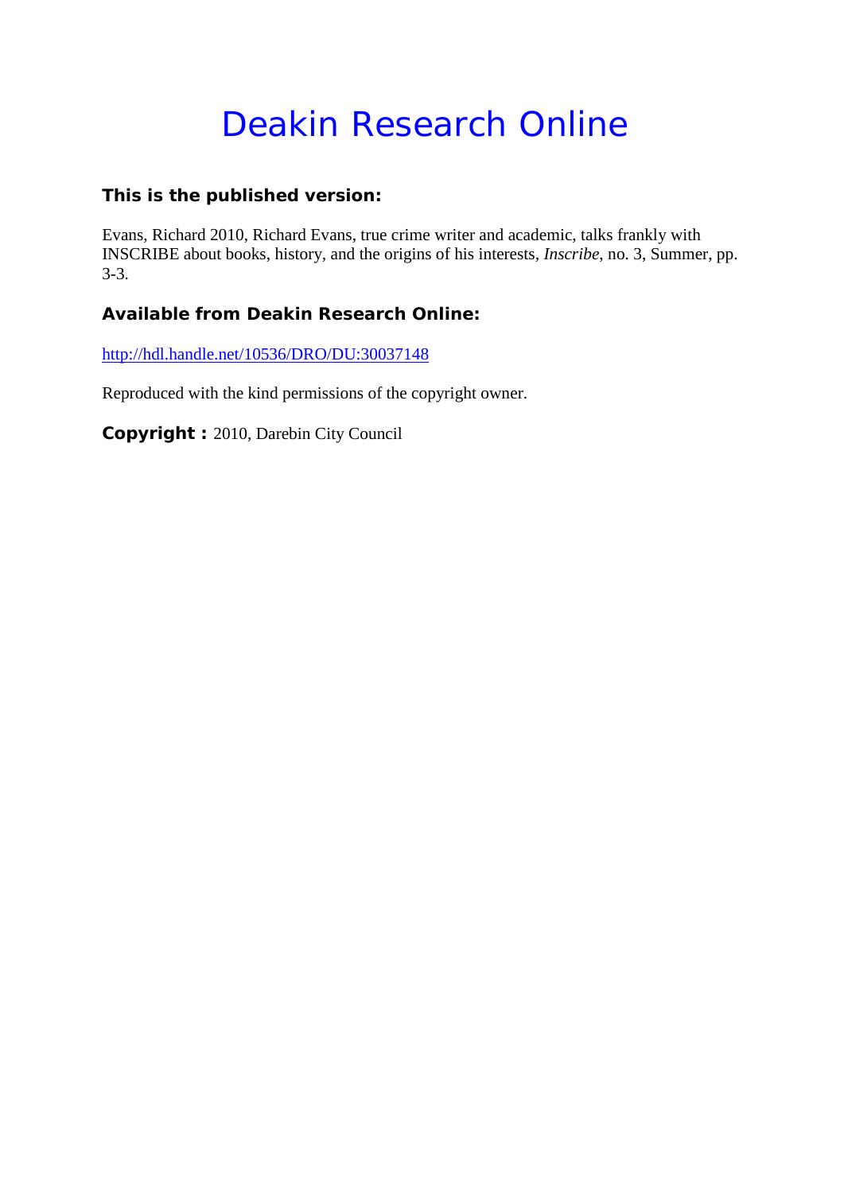# Deakin Research Online

**This is the published version:**

Evans, Richard 2010, Richard Evans, true crime writer and academic, talks frankly with INSCRIBE about books, history, and the origins of his interests, *Inscribe*, no. 3, Summer, pp. 3-3.

**Available from Deakin Research Online:**

http://hdl.handle.net/10536/DRO/DU:30037148

Reproduced with the kind permissions of the copyright owner.

**Copyright :** 2010, Darebin City Council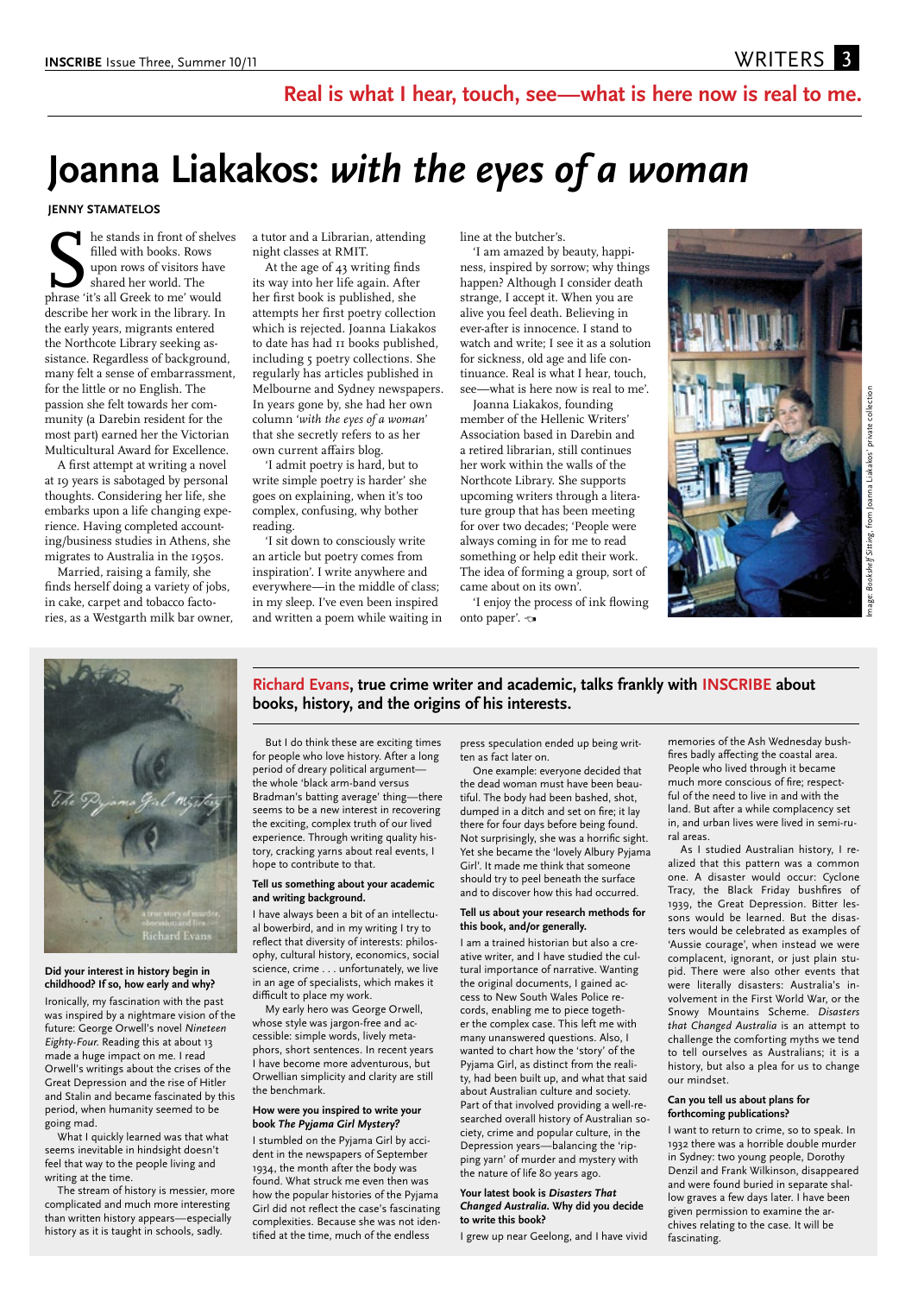Real is what I hear, touch, see—what is here now is real to me.

# Joanna Liakakos: *with the eyes of a woman*

**JENNY STAMATELOS**

She stands in front of shelves filled with books. Rows upon rows of visitors have shared her world. The phrase 'it's all Greek to me' would describe her work in the library. In the early years, migrants entered the Northcote Library seeking assistance. Regardless of background, many felt a sense of embarrassment, for the little or no English. The passion she felt towards her community (a Darebin resident for the most part) earned her the Victorian Multicultural Award for Excellence.

A first attempt at writing a novel at 19 years is sabotaged by personal thoughts. Considering her life, she embarks upon a life changing experience. Having completed accounting/business studies in Athens, she migrates to Australia in the 1950s.

Married, raising a family, she finds herself doing a variety of jobs, in cake, carpet and tobacco factories, as a Westgarth milk bar owner, a tutor and a Librarian, attending night classes at RMIT.

At the age of 43 writing finds its way into her life again. After her first book is published, she attempts her first poetry collection which is rejected. Joanna Liakakos to date has had 11 books published, including 5 poetry collections. She regularly has articles published in Melbourne and Sydney newspapers. In years gone by, she had her own column '*with the eyes of a woman*' that she secretly refers to as her own current affairs blog.

'I admit poetry is hard, but to write simple poetry is harder' she goes on explaining, when it's too complex, confusing, why bother reading.

'I sit down to consciously write an article but poetry comes from inspiration'. I write anywhere and everywhere—in the middle of class; in my sleep. I've even been inspired and written a poem while waiting in line at the butcher's.

'I am amazed by beauty, happiness, inspired by sorrow; why things happen? Although I consider death strange, I accept it. When you are alive you feel death. Believing in ever-after is innocence. I stand to watch and write; I see it as a solution for sickness, old age and life continuance. Real is what I hear, touch, see—what is here now is real to me'.

Joanna Liakakos, founding member of the Hellenic Writers' Association based in Darebin and a retired librarian, still continues her work within the walls of the Northcote Library. She supports upcoming writers through a literature group that has been meeting for over two decades; 'People were always coming in for me to read something or help edit their work. The idea of forming a group, sort of came about on its own'.

'I enjoy the process of ink flowing onto paper'.

Image: *Bookshelf Sitting*, from Joanna Liakakos' private collection

---

## Richard Evans, true crime writer and academic, talks frankly with INSCRIBE about books, history, and the origins of his interests.

**Did your interest in history begin in childhood? If so, how early and why?**

Ironically, my fascination with the past was inspired by a nightmare vision of the future: George Orwell's novel *Nineteen Eighty-Four*. Reading this at about 13 made a huge impact on me. I read Orwell's writings about the crises of the Great Depression and the rise of Hitler and Stalin and became fascinated by this period, when humanity seemed to be going mad.

What I quickly learned was that what seems inevitable in hindsight doesn't feel that way to the people living and writing at the time.

The stream of history is messier, more complicated and much more interesting than written history appears—especially history as it is taught in schools, sadly.

But I do think these are exciting times for people who love history. After a long period of dreary political argument—the whole 'black arm-band versus Bradman's batting average' thing—there seems to be a new interest in recovering the exciting, complex truth of our lived experience. Through writing quality history, cracking yarns about real events, I hope to contribute to that.

**Tell us something about your academic and writing background.**

I have always been a bit of an intellectual bowerbird, and in my writing I try to reflect that diversity of interests: philosophy, cultural history, economics, social science, crime . . . unfortunately, we live in an age of specialists, which makes it difficult to place my work.

My early hero was George Orwell, whose style was jargon-free and accessible: simple words, lively metaphors, short sentences. In recent years I have become more adventurous, but Orwellian simplicity and clarity are still the benchmark.

**How were you inspired to write your book *The Pyjama Girl Mystery*?**

I stumbled on the Pyjama Girl by accident in the newspapers of September 1934, the month after the body was found. What struck me even then was how the popular histories of the Pyjama Girl did not reflect the case's fascinating complexities. Because she was not identified at the time, much of the endless press speculation ended up being written as fact later on.

One example: everyone decided that the dead woman must have been beautiful. The body had been bashed, shot, dumped in a ditch and set on fire; it lay there for four days before being found. Not surprisingly, she was a horrific sight. Yet she became the 'lovely Albury Pyjama Girl'. It made me think that someone should try to peel beneath the surface and to discover how this had occurred.

**Tell us about your research methods for this book, and/or generally.**

I am a trained historian but also a creative writer, and I have studied the cultural importance of narrative. Wanting the original documents, I gained access to New South Wales Police records, enabling me to piece together the complex case. This left me with many unanswered questions. Also, I wanted to chart how the 'story' of the Pyjama Girl, as distinct from the reality, had been built up, and what that said about Australian culture and society. Part of that involved providing a well-researched overall history of Australian society, crime and popular culture, in the Depression years—balancing the 'ripping yarn' of murder and mystery with the nature of life 80 years ago.

**Your latest book is *Disasters That Changed Australia*. Why did you decide to write this book?**

I grew up near Geelong, and I have vivid memories of the Ash Wednesday bushfires badly affecting the coastal area. People who lived through it became much more conscious of fire; respectful of the need to live in and with the land. But after a while complacency set in, and urban lives were lived in semi-rural areas.

As I studied Australian history, I realized that this pattern was a common one. A disaster would occur: Cyclone Tracy, the Black Friday bushfires of 1939, the Great Depression. Bitter lessons would be learned. But the disasters would be celebrated as examples of 'Aussie courage', when instead we were complacent, ignorant, or just plain stupid. There were also other events that were literally disasters: Australia's involvement in the First World War, or the Snowy Mountains Scheme. *Disasters that Changed Australia* is an attempt to challenge the comforting myths we tend to tell ourselves as Australians; it is a history, but also a plea for us to change our mindset.

**Can you tell us about plans for forthcoming publications?**

I want to return to crime, so to speak. In 1932 there was a horrible double murder in Sydney: two young people, Dorothy Denzil and Frank Wilkinson, disappeared and were found buried in separate shallow graves a few days later. I have been given permission to examine the archives relating to the case. It will be fascinating.